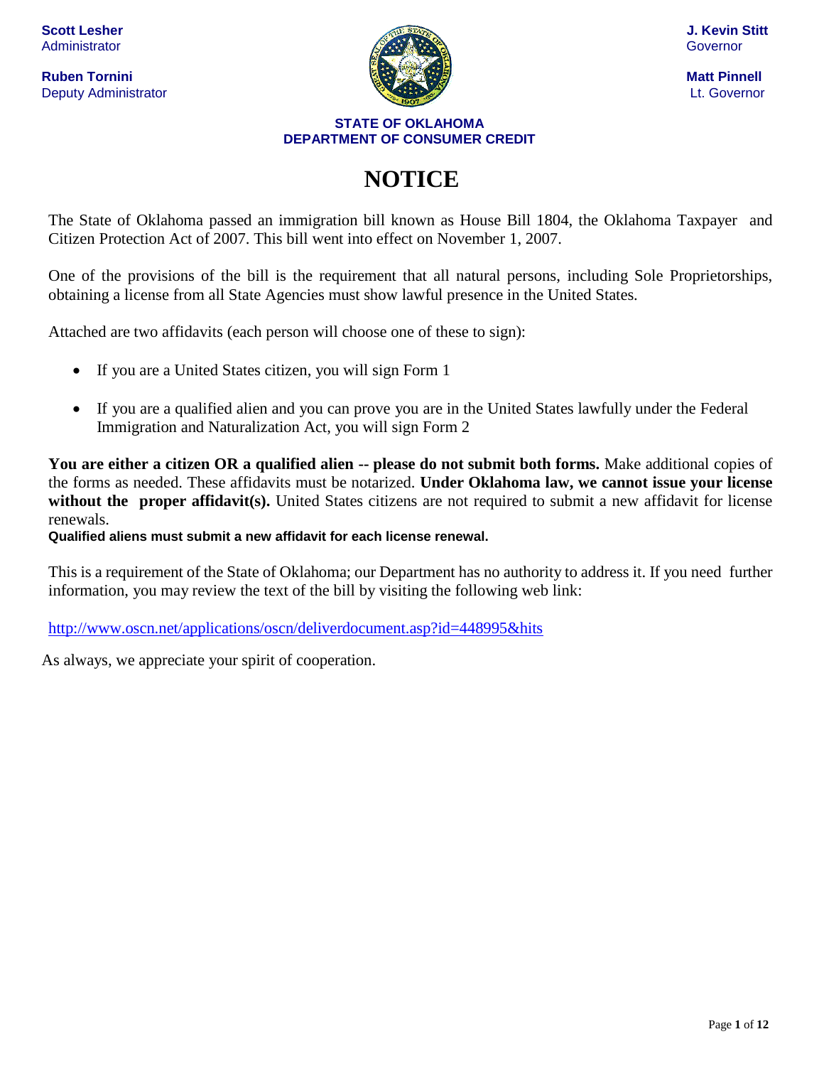**Scott Lesher**
Administrator

**Ruben Tornini**
Deputy Administrator

**J. Kevin Stitt**
Governor

**Matt Pinnell**
Lt. Governor

**STATE OF OKLAHOMA**
**DEPARTMENT OF CONSUMER CREDIT**

# NOTICE

The State of Oklahoma passed an immigration bill known as House Bill 1804, the Oklahoma Taxpayer and Citizen Protection Act of 2007. This bill went into effect on November 1, 2007.

One of the provisions of the bill is the requirement that all natural persons, including Sole Proprietorships, obtaining a license from all State Agencies must show lawful presence in the United States.

Attached are two affidavits (each person will choose one of these to sign):

- If you are a United States citizen, you will sign Form 1
- If you are a qualified alien and you can prove you are in the United States lawfully under the Federal Immigration and Naturalization Act, you will sign Form 2

**You are either a citizen OR a qualified alien -- please do not submit both forms.** Make additional copies of the forms as needed. These affidavits must be notarized. **Under Oklahoma law, we cannot issue your license without the proper affidavit(s).** United States citizens are not required to submit a new affidavit for license renewals.
**Qualified aliens must submit a new affidavit for each license renewal.**

This is a requirement of the State of Oklahoma; our Department has no authority to address it. If you need further information, you may review the text of the bill by visiting the following web link:

http://www.oscn.net/applications/oscn/deliverdocument.asp?id=448995&hits

As always, we appreciate your spirit of cooperation.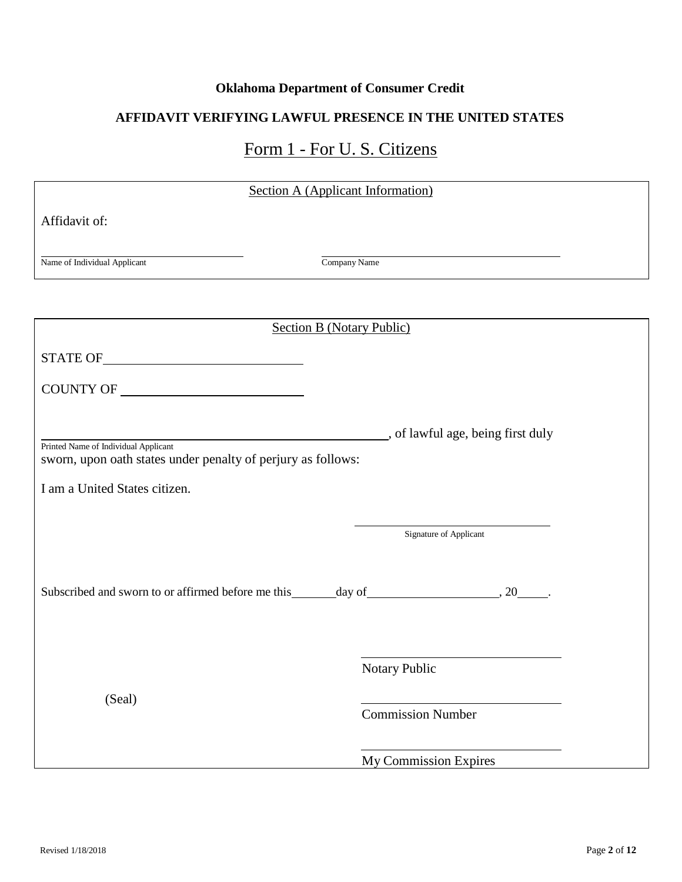**Oklahoma Department of Consumer Credit**

**AFFIDAVIT VERIFYING LAWFUL PRESENCE IN THE UNITED STATES**

## Form 1 - For U. S. Citizens

### Section A (Applicant Information)

Affidavit of:

______________________________ ______________________________

Name of Individual Applicant Company Name

### Section B (Notary Public)

STATE OF ______________________________

COUNTY OF ______________________________

______________________________, of lawful age, being first duly

Printed Name of Individual Applicant

sworn, upon oath states under penalty of perjury as follows:

I am a United States citizen.

______________________________

Signature of Applicant

Subscribed and sworn to or affirmed before me this _______ day of ____________________, 20_____.

______________________________

Notary Public

(Seal)

______________________________

Commission Number

______________________________

My Commission Expires

Revised 1/18/2018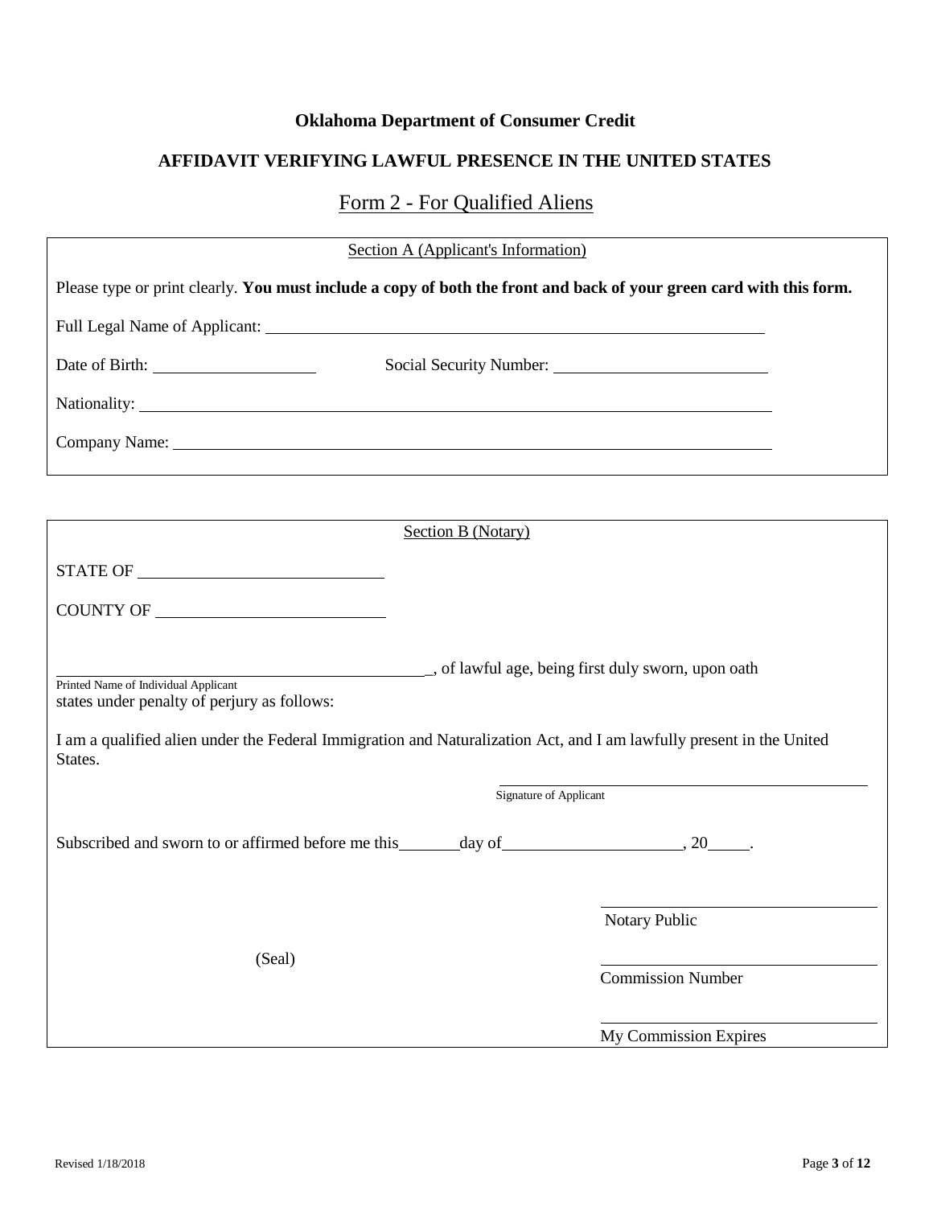**Oklahoma Department of Consumer Credit**

**AFFIDAVIT VERIFYING LAWFUL PRESENCE IN THE UNITED STATES**

Form 2 - For Qualified Aliens

Section A (Applicant's Information)

Please type or print clearly. **You must include a copy of both the front and back of your green card with this form.**

Full Legal Name of Applicant: ______________________________________________

Date of Birth: ____________________ Social Security Number: __________________________

Nationality: __________________________________________________________________

Company Name: _______________________________________________________________

Section B (Notary)

STATE OF ______________________________

COUNTY OF ____________________________

______________________________________, of lawful age, being first duly sworn, upon oath
Printed Name of Individual Applicant
states under penalty of perjury as follows:

I am a qualified alien under the Federal Immigration and Naturalization Act, and I am lawfully present in the United States.

______________________________________________
Signature of Applicant

Subscribed and sworn to or affirmed before me this _______ day of _____________________, 20_____.

__________________________________
Notary Public

(Seal)

__________________________________
Commission Number

__________________________________
My Commission Expires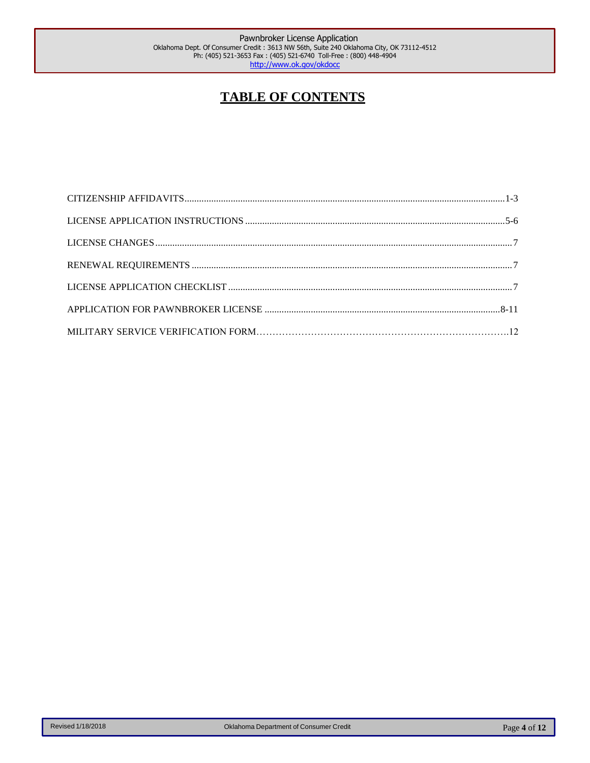# TABLE OF CONTENTS

CITIZENSHIP AFFIDAVITS........................................................................................................................1-3

LICENSE APPLICATION INSTRUCTIONS..........................................................................................5-6

LICENSE CHANGES..................................................................................................................................7

RENEWAL REQUIREMENTS...................................................................................................................7

LICENSE APPLICATION CHECKLIST....................................................................................................7

APPLICATION FOR PAWNBROKER LICENSE..................................................................................8-11

MILITARY SERVICE VERIFICATION FORM……………………………………………………………….12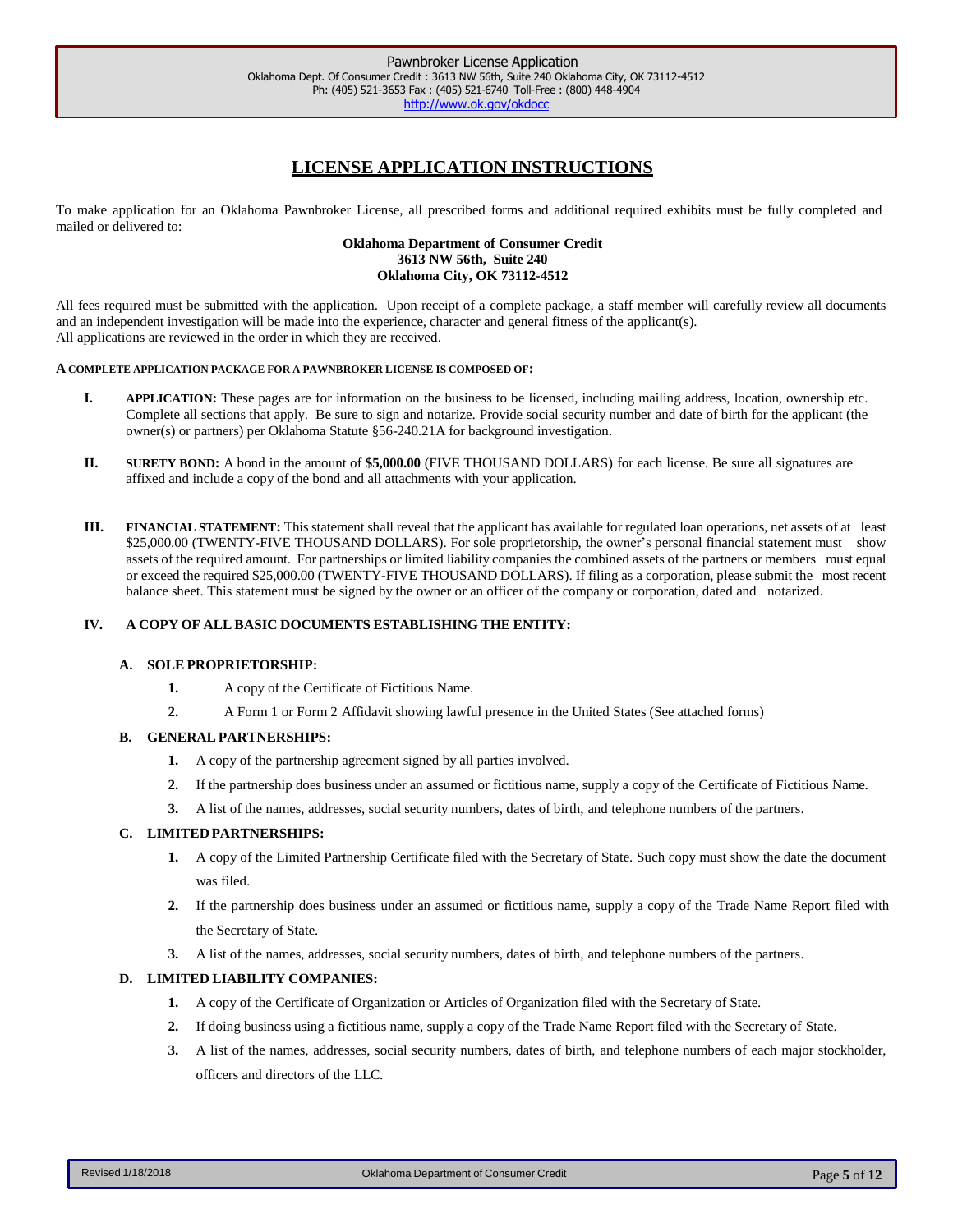# LICENSE APPLICATION INSTRUCTIONS

To make application for an Oklahoma Pawnbroker License, all prescribed forms and additional required exhibits must be fully completed and mailed or delivered to:

**Oklahoma Department of Consumer Credit**
**3613 NW 56th, Suite 240**
**Oklahoma City, OK 73112-4512**

All fees required must be submitted with the application. Upon receipt of a complete package, a staff member will carefully review all documents and an independent investigation will be made into the experience, character and general fitness of the applicant(s).
All applications are reviewed in the order in which they are received.

**A COMPLETE APPLICATION PACKAGE FOR A PAWNBROKER LICENSE IS COMPOSED OF:**

**I. APPLICATION:** These pages are for information on the business to be licensed, including mailing address, location, ownership etc. Complete all sections that apply. Be sure to sign and notarize. Provide social security number and date of birth for the applicant (the owner(s) or partners) per Oklahoma Statute §56-240.21A for background investigation.

**II. SURETY BOND:** A bond in the amount of **$5,000.00** (FIVE THOUSAND DOLLARS) for each license. Be sure all signatures are affixed and include a copy of the bond and all attachments with your application.

**III. FINANCIAL STATEMENT:** This statement shall reveal that the applicant has available for regulated loan operations, net assets of at least $25,000.00 (TWENTY-FIVE THOUSAND DOLLARS). For sole proprietorship, the owner's personal financial statement must show assets of the required amount. For partnerships or limited liability companies the combined assets of the partners or members must equal or exceed the required $25,000.00 (TWENTY-FIVE THOUSAND DOLLARS). If filing as a corporation, please submit the most recent balance sheet. This statement must be signed by the owner or an officer of the company or corporation, dated and notarized.

**IV. A COPY OF ALL BASIC DOCUMENTS ESTABLISHING THE ENTITY:**

**A. SOLE PROPRIETORSHIP:**

1. A copy of the Certificate of Fictitious Name.
2. A Form 1 or Form 2 Affidavit showing lawful presence in the United States (See attached forms)

**B. GENERAL PARTNERSHIPS:**

1. A copy of the partnership agreement signed by all parties involved.
2. If the partnership does business under an assumed or fictitious name, supply a copy of the Certificate of Fictitious Name.
3. A list of the names, addresses, social security numbers, dates of birth, and telephone numbers of the partners.

**C. LIMITED PARTNERSHIPS:**

1. A copy of the Limited Partnership Certificate filed with the Secretary of State. Such copy must show the date the document was filed.
2. If the partnership does business under an assumed or fictitious name, supply a copy of the Trade Name Report filed with the Secretary of State.
3. A list of the names, addresses, social security numbers, dates of birth, and telephone numbers of the partners.

**D. LIMITED LIABILITY COMPANIES:**

1. A copy of the Certificate of Organization or Articles of Organization filed with the Secretary of State.
2. If doing business using a fictitious name, supply a copy of the Trade Name Report filed with the Secretary of State.
3. A list of the names, addresses, social security numbers, dates of birth, and telephone numbers of each major stockholder, officers and directors of the LLC.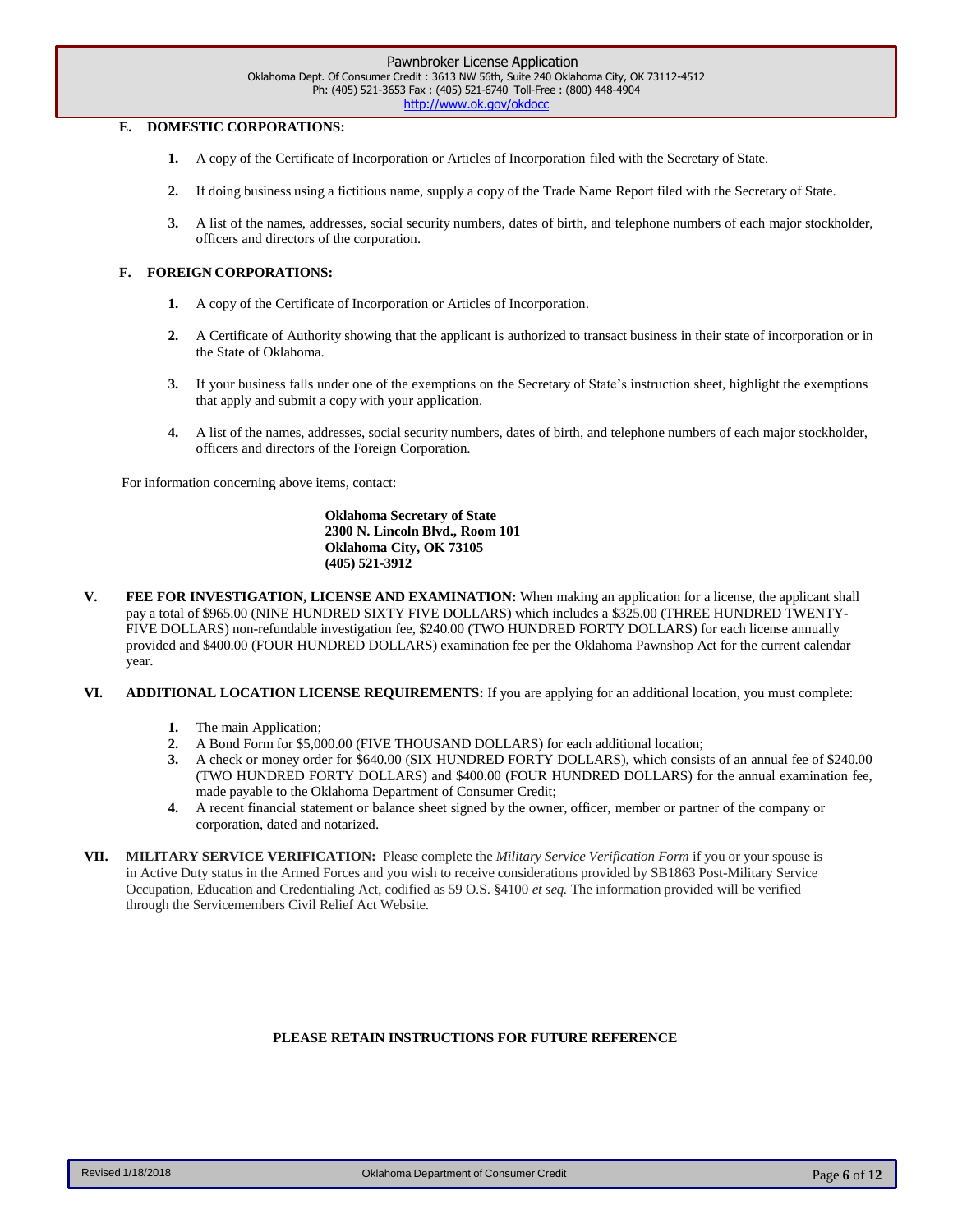**E. DOMESTIC CORPORATIONS:**

1. A copy of the Certificate of Incorporation or Articles of Incorporation filed with the Secretary of State.

2. If doing business using a fictitious name, supply a copy of the Trade Name Report filed with the Secretary of State.

3. A list of the names, addresses, social security numbers, dates of birth, and telephone numbers of each major stockholder, officers and directors of the corporation.

**F. FOREIGN CORPORATIONS:**

1. A copy of the Certificate of Incorporation or Articles of Incorporation.

2. A Certificate of Authority showing that the applicant is authorized to transact business in their state of incorporation or in the State of Oklahoma.

3. If your business falls under one of the exemptions on the Secretary of State's instruction sheet, highlight the exemptions that apply and submit a copy with your application.

4. A list of the names, addresses, social security numbers, dates of birth, and telephone numbers of each major stockholder, officers and directors of the Foreign Corporation.

For information concerning above items, contact:

**Oklahoma Secretary of State**
**2300 N. Lincoln Blvd., Room 101**
**Oklahoma City, OK 73105**
**(405) 521-3912**

**V. FEE FOR INVESTIGATION, LICENSE AND EXAMINATION:** When making an application for a license, the applicant shall pay a total of $965.00 (NINE HUNDRED SIXTY FIVE DOLLARS) which includes a $325.00 (THREE HUNDRED TWENTY-FIVE DOLLARS) non-refundable investigation fee, $240.00 (TWO HUNDRED FORTY DOLLARS) for each license annually provided and $400.00 (FOUR HUNDRED DOLLARS) examination fee per the Oklahoma Pawnshop Act for the current calendar year.

**VI. ADDITIONAL LOCATION LICENSE REQUIREMENTS:** If you are applying for an additional location, you must complete:

1. The main Application;
2. A Bond Form for $5,000.00 (FIVE THOUSAND DOLLARS) for each additional location;
3. A check or money order for $640.00 (SIX HUNDRED FORTY DOLLARS), which consists of an annual fee of $240.00 (TWO HUNDRED FORTY DOLLARS) and $400.00 (FOUR HUNDRED DOLLARS) for the annual examination fee, made payable to the Oklahoma Department of Consumer Credit;
4. A recent financial statement or balance sheet signed by the owner, officer, member or partner of the company or corporation, dated and notarized.

**VII. MILITARY SERVICE VERIFICATION:** Please complete the *Military Service Verification Form* if you or your spouse is in Active Duty status in the Armed Forces and you wish to receive considerations provided by SB1863 Post-Military Service Occupation, Education and Credentialing Act, codified as 59 O.S. §4100 *et seq.* The information provided will be verified through the Servicemembers Civil Relief Act Website.

**PLEASE RETAIN INSTRUCTIONS FOR FUTURE REFERENCE**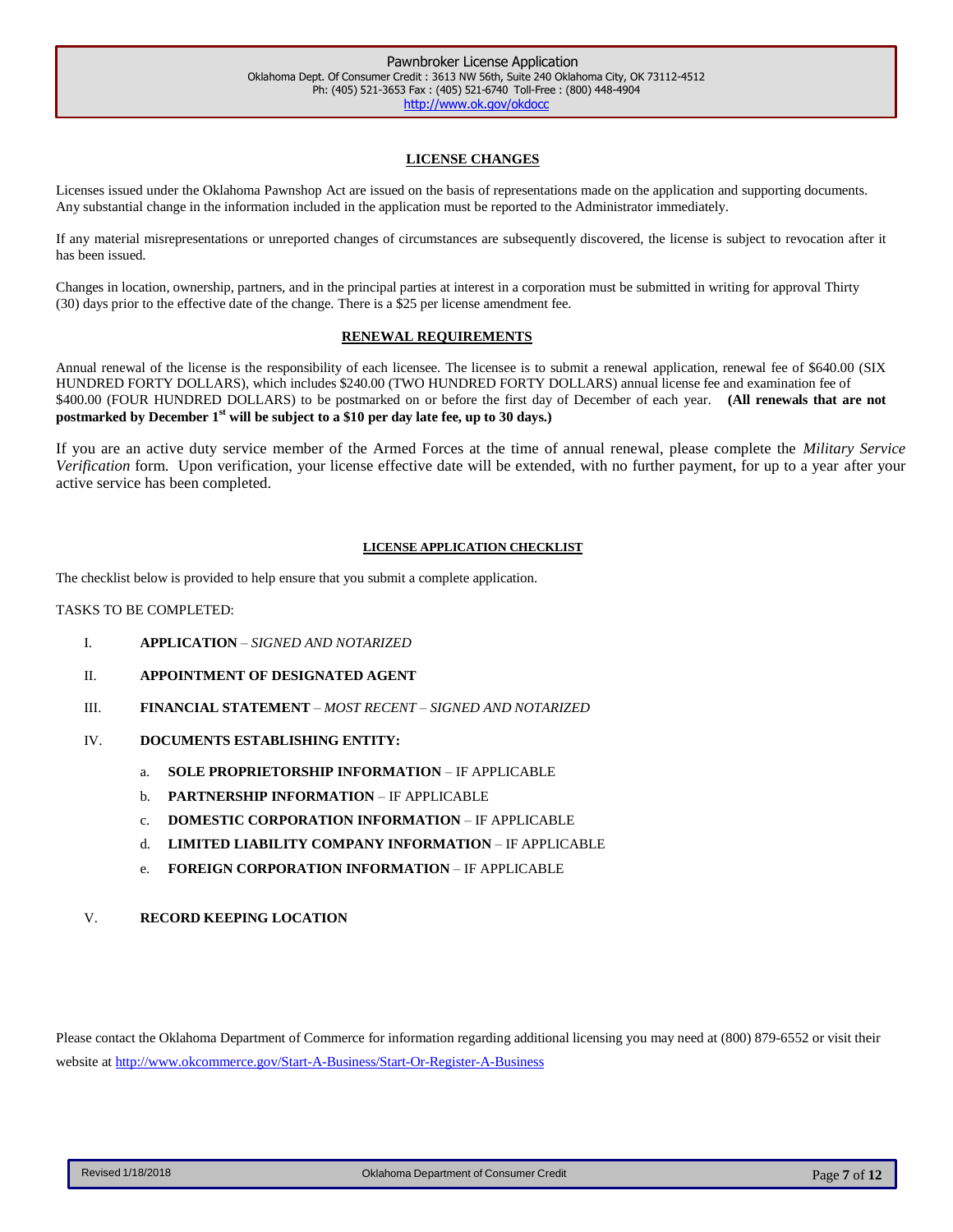## LICENSE CHANGES

Licenses issued under the Oklahoma Pawnshop Act are issued on the basis of representations made on the application and supporting documents. Any substantial change in the information included in the application must be reported to the Administrator immediately.

If any material misrepresentations or unreported changes of circumstances are subsequently discovered, the license is subject to revocation after it has been issued.

Changes in location, ownership, partners, and in the principal parties at interest in a corporation must be submitted in writing for approval Thirty (30) days prior to the effective date of the change. There is a $25 per license amendment fee.

## RENEWAL REQUIREMENTS

Annual renewal of the license is the responsibility of each licensee. The licensee is to submit a renewal application, renewal fee of $640.00 (SIX HUNDRED FORTY DOLLARS), which includes $240.00 (TWO HUNDRED FORTY DOLLARS) annual license fee and examination fee of $400.00 (FOUR HUNDRED DOLLARS) to be postmarked on or before the first day of December of each year. **(All renewals that are not postmarked by December 1st will be subject to a $10 per day late fee, up to 30 days.)**

If you are an active duty service member of the Armed Forces at the time of annual renewal, please complete the *Military Service Verification* form. Upon verification, your license effective date will be extended, with no further payment, for up to a year after your active service has been completed.

## LICENSE APPLICATION CHECKLIST

The checklist below is provided to help ensure that you submit a complete application.

TASKS TO BE COMPLETED:

I. **APPLICATION** – *SIGNED AND NOTARIZED*

II. **APPOINTMENT OF DESIGNATED AGENT**

III. **FINANCIAL STATEMENT** – *MOST RECENT – SIGNED AND NOTARIZED*

IV. **DOCUMENTS ESTABLISHING ENTITY:**

- a. **SOLE PROPRIETORSHIP INFORMATION** – IF APPLICABLE
- b. **PARTNERSHIP INFORMATION** – IF APPLICABLE
- c. **DOMESTIC CORPORATION INFORMATION** – IF APPLICABLE
- d. **LIMITED LIABILITY COMPANY INFORMATION** – IF APPLICABLE
- e. **FOREIGN CORPORATION INFORMATION** – IF APPLICABLE

V. **RECORD KEEPING LOCATION**

Please contact the Oklahoma Department of Commerce for information regarding additional licensing you may need at (800) 879-6552 or visit their website at http://www.okcommerce.gov/Start-A-Business/Start-Or-Register-A-Business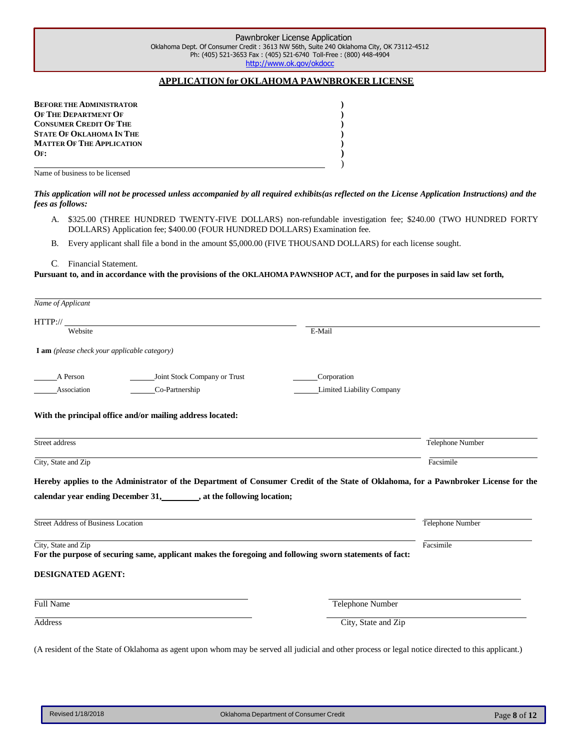Pawnbroker License Application
Oklahoma Dept. Of Consumer Credit : 3613 NW 56th, Suite 240 Oklahoma City, OK 73112-4512
Ph: (405) 521-3653 Fax : (405) 521-6740 Toll-Free : (800) 448-4904
http://www.ok.gov/okdocc

## APPLICATION for OKLAHOMA PAWNBROKER LICENSE

**BEFORE THE ADMINISTRATOR )**
**OF THE DEPARTMENT OF )**
**CONSUMER CREDIT OF THE )**
**STATE OF OKLAHOMA IN THE )**
**MATTER OF THE APPLICATION )**
**OF: )**
______________________________ )

Name of business to be licensed

***This application will not be processed unless accompanied by all required exhibits(as reflected on the License Application Instructions) and the fees as follows:***

A. $325.00 (THREE HUNDRED TWENTY-FIVE DOLLARS) non-refundable investigation fee; $240.00 (TWO HUNDRED FORTY DOLLARS) Application fee; $400.00 (FOUR HUNDRED DOLLARS) Examination fee.

B. Every applicant shall file a bond in the amount $5,000.00 (FIVE THOUSAND DOLLARS) for each license sought.

C. Financial Statement.

**Pursuant to, and in accordance with the provisions of the OKLAHOMA PAWNSHOP ACT, and for the purposes in said law set forth,**

______________________________
*Name of Applicant*

HTTP:// ______________________________ ______________________________
Website E-Mail

**I am** *(please check your applicable category)*

_____ A Person _____ Joint Stock Company or Trust _____ Corporation
_____ Association _____ Co-Partnership _____ Limited Liability Company

**With the principal office and/or mailing address located:**

______________________________ ______________
Street address Telephone Number

______________________________ ______________
City, State and Zip Facsimile

**Hereby applies to the Administrator of the Department of Consumer Credit of the State of Oklahoma, for a Pawnbroker License for the calendar year ending December 31, ________, at the following location;**

______________________________ ______________
Street Address of Business Location Telephone Number

______________________________ ______________
City, State and Zip Facsimile

**For the purpose of securing same, applicant makes the foregoing and following sworn statements of fact:**

**DESIGNATED AGENT:**

______________________________ ______________________________
Full Name Telephone Number

______________________________ ______________________________
Address City, State and Zip

(A resident of the State of Oklahoma as agent upon whom may be served all judicial and other process or legal notice directed to this applicant.)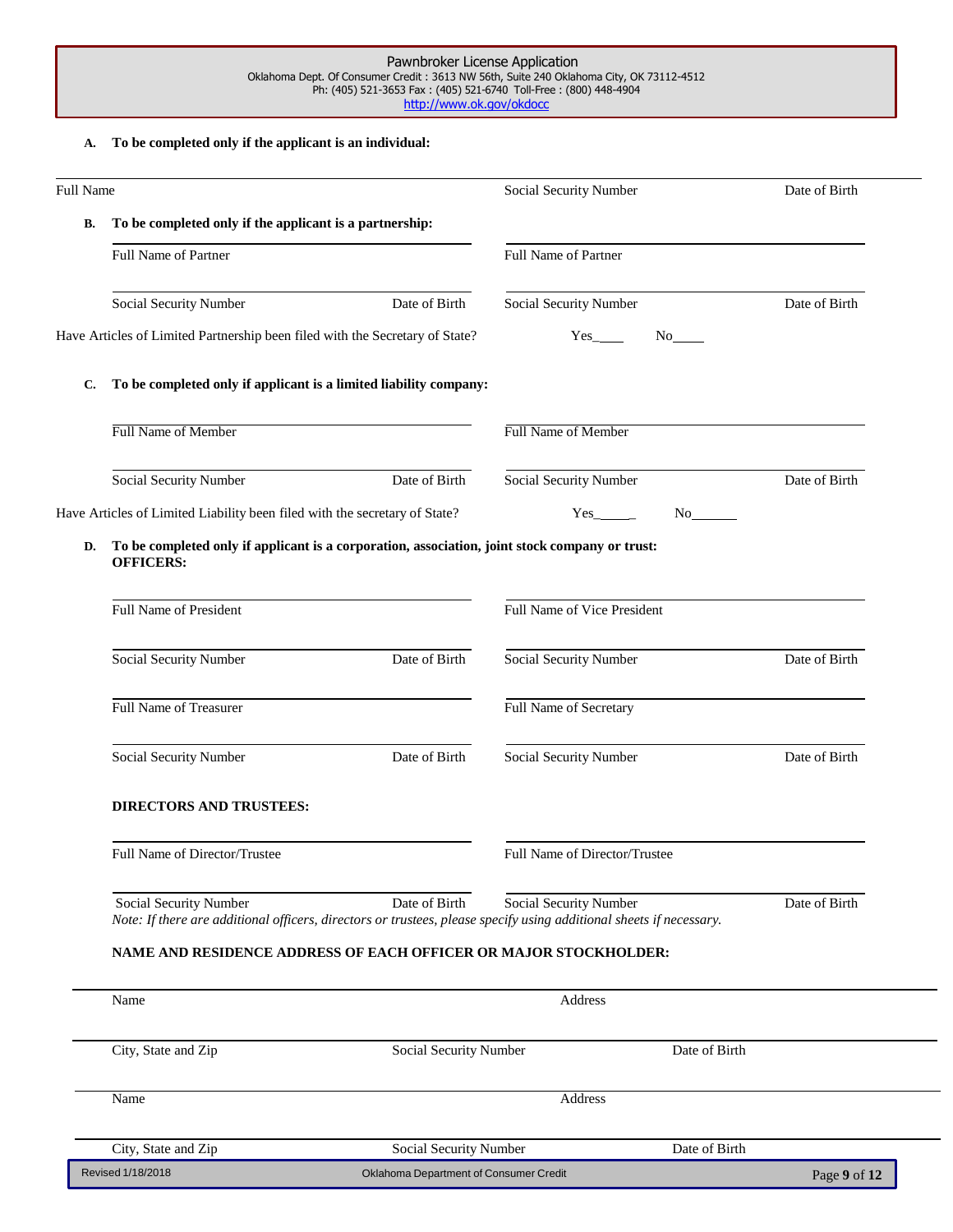Pawnbroker License Application
Oklahoma Dept. Of Consumer Credit : 3613 NW 56th, Suite 240 Oklahoma City, OK 73112-4512
Ph: (405) 521-3653 Fax : (405) 521-6740 Toll-Free : (800) 448-4904
http://www.ok.gov/okdocc

**A. To be completed only if the applicant is an individual:**

| Full Name | Social Security Number | Date of Birth |
|---|---|---|

**B. To be completed only if the applicant is a partnership:**

| Full Name of Partner | | Full Name of Partner | |
|---|---|---|---|
| Social Security Number | Date of Birth | Social Security Number | Date of Birth |

Have Articles of Limited Partnership been filed with the Secretary of State? Yes____ No____

**C. To be completed only if applicant is a limited liability company:**

| Full Name of Member | | Full Name of Member | |
|---|---|---|---|
| Social Security Number | Date of Birth | Social Security Number | Date of Birth |

Have Articles of Limited Liability been filed with the secretary of State? Yes_____ No_______

**D. To be completed only if applicant is a corporation, association, joint stock company or trust:**
**OFFICERS:**

| Full Name of President | | Full Name of Vice President | |
|---|---|---|---|
| Social Security Number | Date of Birth | Social Security Number | Date of Birth |
| Full Name of Treasurer | | Full Name of Secretary | |
| Social Security Number | Date of Birth | Social Security Number | Date of Birth |

**DIRECTORS AND TRUSTEES:**

| Full Name of Director/Trustee | | Full Name of Director/Trustee | |
|---|---|---|---|
| Social Security Number | Date of Birth | Social Security Number | Date of Birth |

*Note: If there are additional officers, directors or trustees, please specify using additional sheets if necessary.*

**NAME AND RESIDENCE ADDRESS OF EACH OFFICER OR MAJOR STOCKHOLDER:**

| Name | Address | |
|---|---|---|
| City, State and Zip | Social Security Number | Date of Birth |
| Name | Address | |
| City, State and Zip | Social Security Number | Date of Birth |

Revised 1/18/2018 — Oklahoma Department of Consumer Credit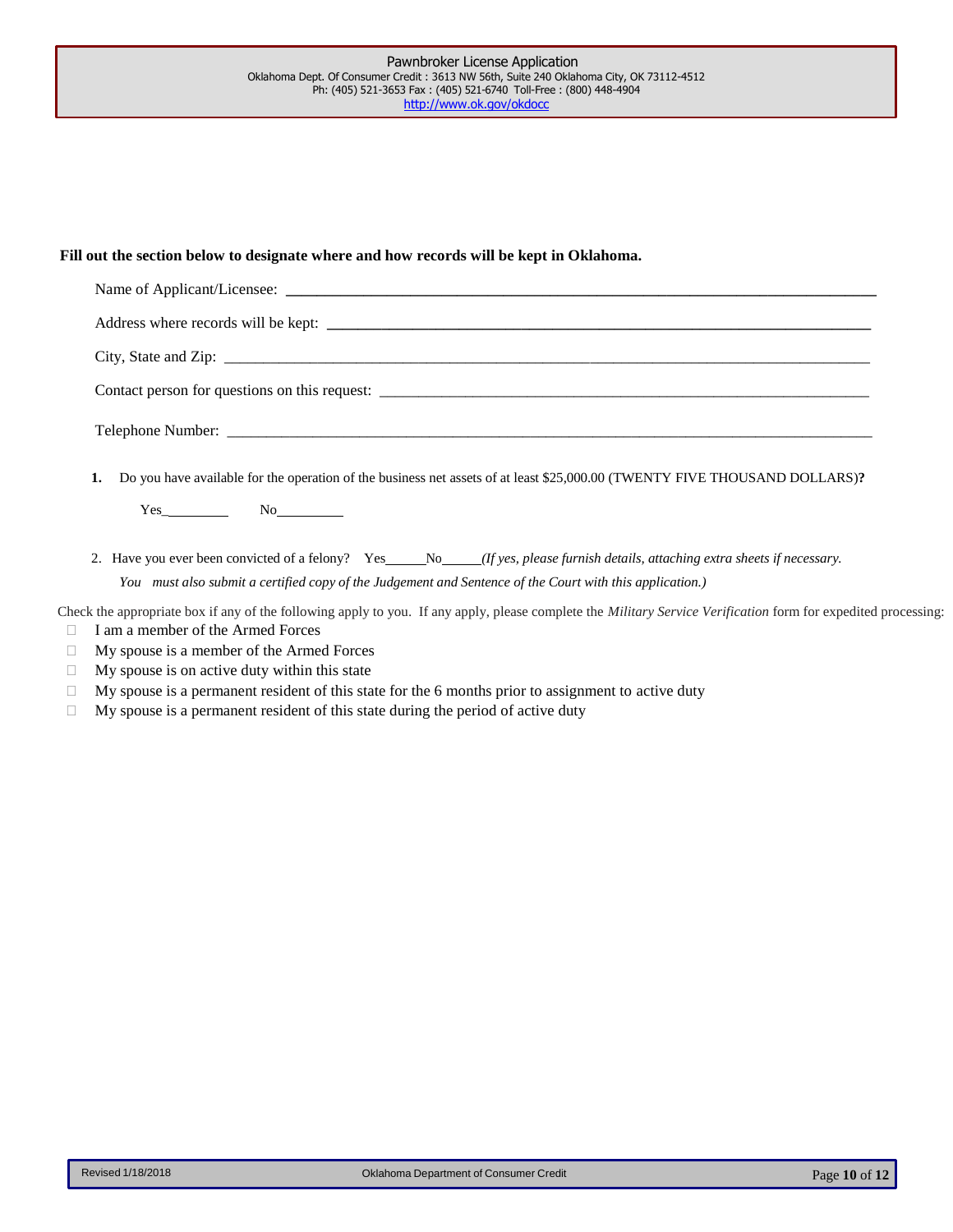**Fill out the section below to designate where and how records will be kept in Oklahoma.**

Name of Applicant/Licensee: ______________________________________________

Address where records will be kept: ______________________________________________

City, State and Zip: ______________________________________________

Contact person for questions on this request: ______________________________________________

Telephone Number: ______________________________________________

**1.** Do you have available for the operation of the business net assets of at least $25,000.00 (TWENTY FIVE THOUSAND DOLLARS)**?**

Yes_________ No_________

2. Have you ever been convicted of a felony? Yes______No______*(If yes, please furnish details, attaching extra sheets if necessary. You must also submit a certified copy of the Judgement and Sentence of the Court with this application.)*

Check the appropriate box if any of the following apply to you. If any apply, please complete the *Military Service Verification* form for expedited processing:

- ☐ I am a member of the Armed Forces
- ☐ My spouse is a member of the Armed Forces
- ☐ My spouse is on active duty within this state
- ☐ My spouse is a permanent resident of this state for the 6 months prior to assignment to active duty
- ☐ My spouse is a permanent resident of this state during the period of active duty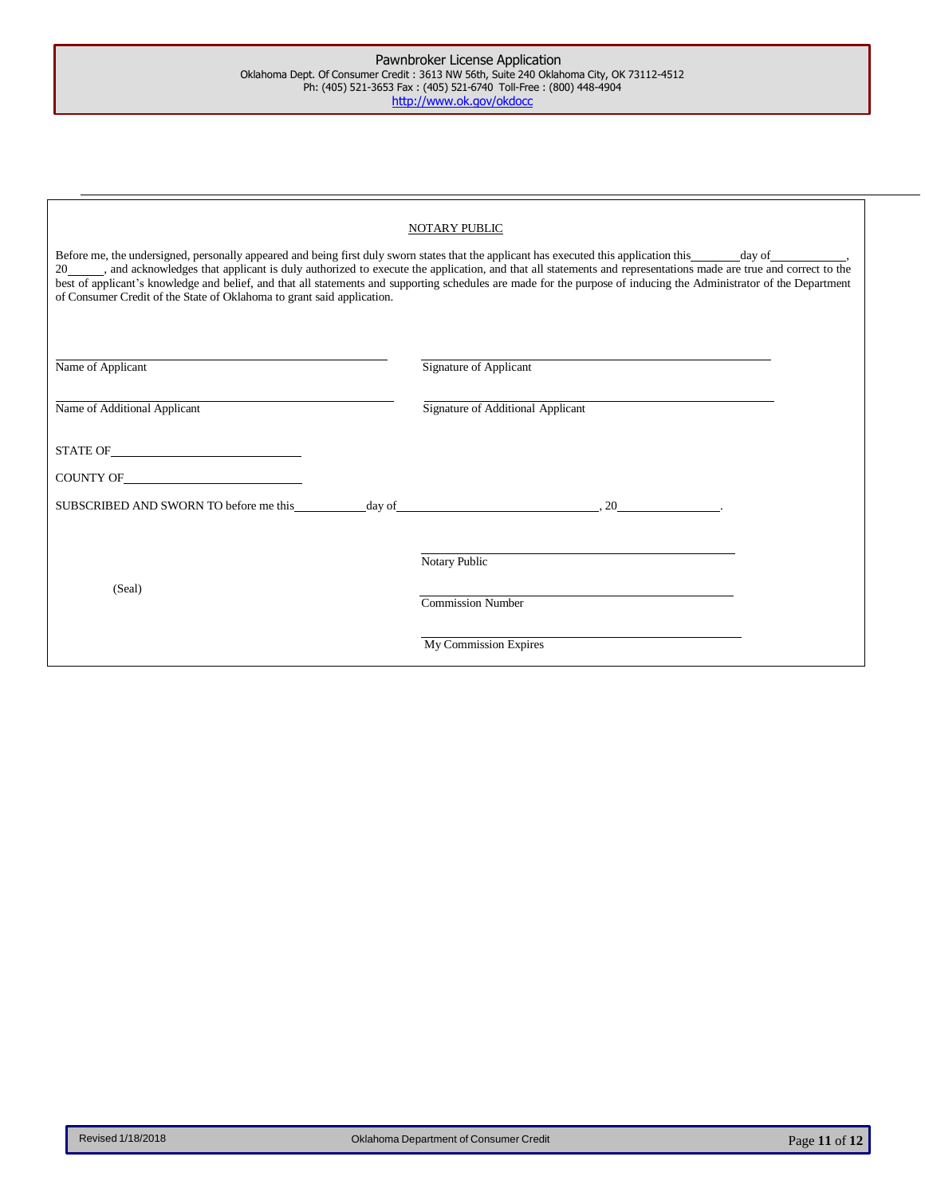## NOTARY PUBLIC

Before me, the undersigned, personally appeared and being first duly sworn states that the applicant has executed this application this________day of____________, 20______, and acknowledges that applicant is duly authorized to execute the application, and that all statements and representations made are true and correct to the best of applicant's knowledge and belief, and that all statements and supporting schedules are made for the purpose of inducing the Administrator of the Department of Consumer Credit of the State of Oklahoma to grant said application.

| | |
|---|---|
| ______________________________ | ______________________________ |
| Name of Applicant | Signature of Applicant |
| ______________________________ | ______________________________ |
| Name of Additional Applicant | Signature of Additional Applicant |

STATE OF______________________________

COUNTY OF______________________________

SUBSCRIBED AND SWORN TO before me this___________day of______________________________, 20________________.

______________________________
Notary Public

(Seal)

______________________________
Commission Number

______________________________
My Commission Expires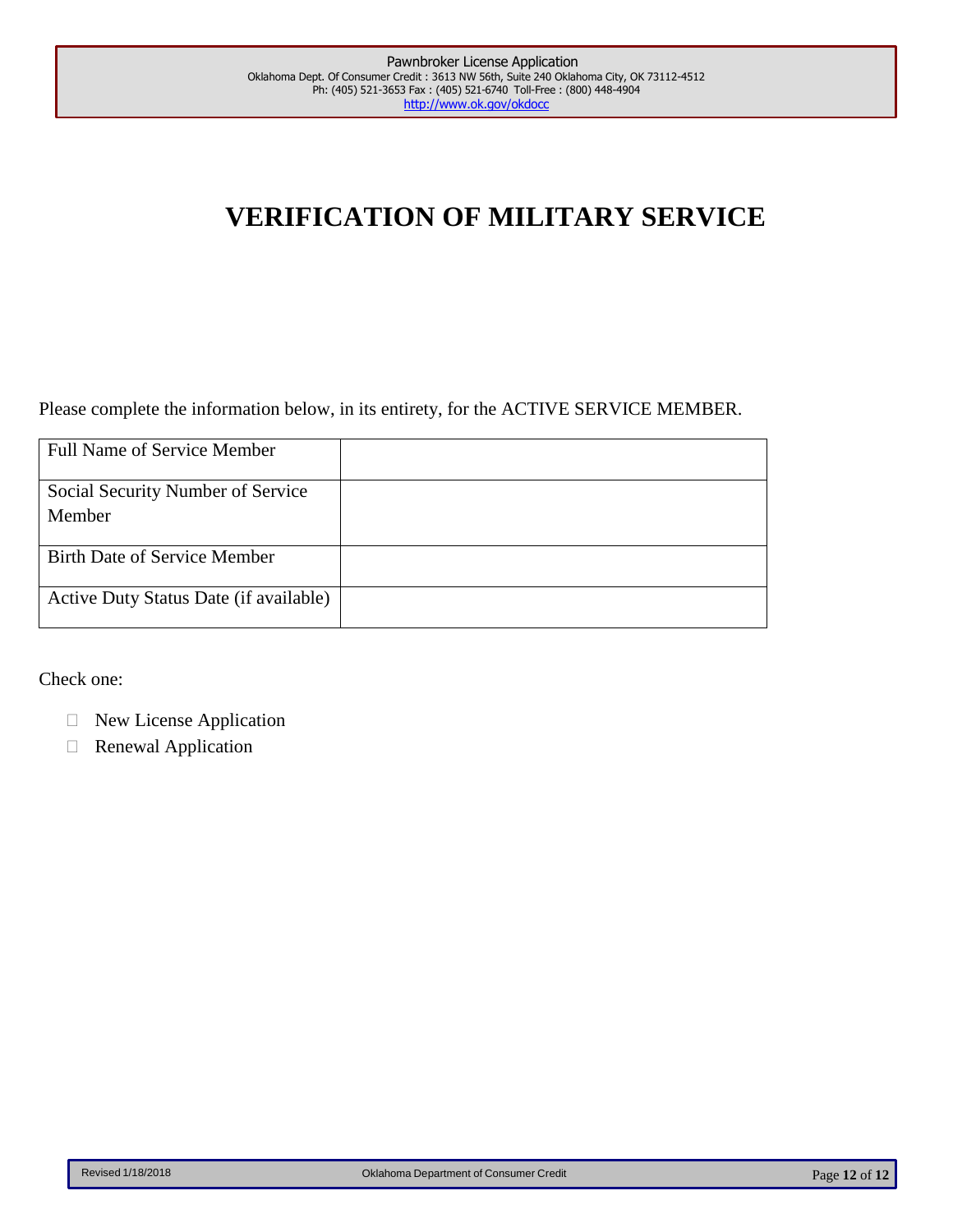# VERIFICATION OF MILITARY SERVICE

Please complete the information below, in its entirety, for the ACTIVE SERVICE MEMBER.

| | |
|---|---|
| Full Name of Service Member | |
| Social Security Number of Service Member | |
| Birth Date of Service Member | |
| Active Duty Status Date (if available) | |

Check one:

- ☐ New License Application
- ☐ Renewal Application